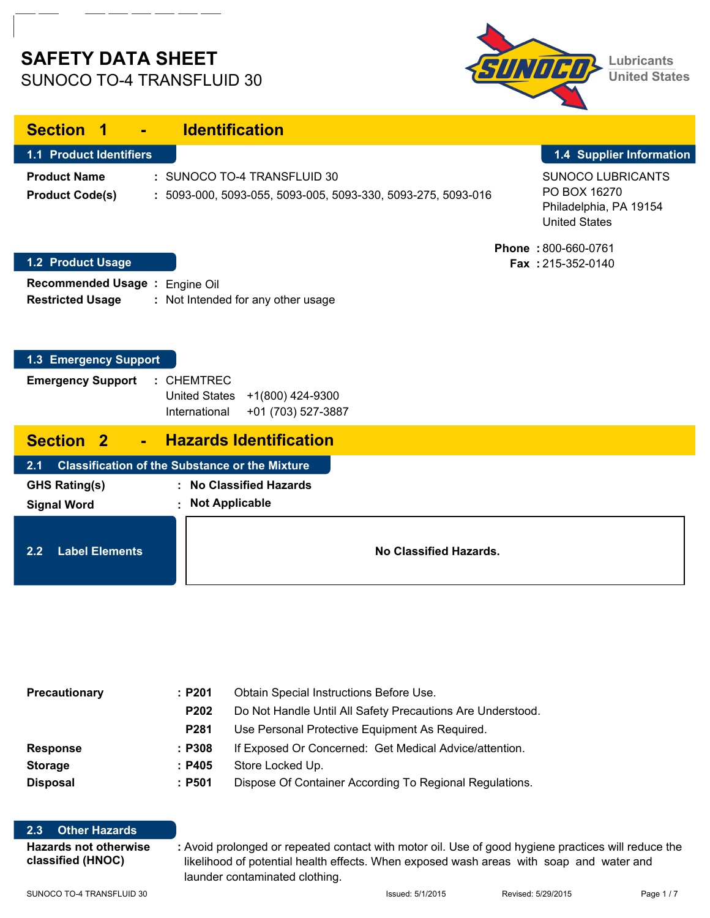# SAFETY DATA SHEET

SUNOCO TO-4 TRANSFLUID 30

Lubricants
United States

## Section 1 - Identification

### 1.1 Product Identifiers

**Product Name** : SUNOCO TO-4 TRANSFLUID 30

**Product Code(s)** : 5093-000, 5093-055, 5093-005, 5093-330, 5093-275, 5093-016

### 1.4 Supplier Information

SUNOCO LUBRICANTS
PO BOX 16270
Philadelphia, PA 19154
United States

**Phone** : 800-660-0761
**Fax** : 215-352-0140

### 1.2 Product Usage

**Recommended Usage** : Engine Oil

**Restricted Usage** : Not Intended for any other usage

### 1.3 Emergency Support

**Emergency Support** : CHEMTREC
United States +1(800) 424-9300
International +01 (703) 527-3887

## Section 2 - Hazards Identification

### 2.1 Classification of the Substance or the Mixture

**GHS Rating(s)** : **No Classified Hazards**

**Signal Word** : **Not Applicable**

### 2.2 Label Elements

**No Classified Hazards.**

| | | |
|---|---|---|
| **Precautionary** | : **P201** | Obtain Special Instructions Before Use. |
| | **P202** | Do Not Handle Until All Safety Precautions Are Understood. |
| | **P281** | Use Personal Protective Equipment As Required. |
| **Response** | : **P308** | If Exposed Or Concerned: Get Medical Advice/attention. |
| **Storage** | : **P405** | Store Locked Up. |
| **Disposal** | : **P501** | Dispose Of Container According To Regional Regulations. |

### 2.3 Other Hazards

**Hazards not otherwise classified (HNOC)** : Avoid prolonged or repeated contact with motor oil. Use of good hygiene practices will reduce the likelihood of potential health effects. When exposed wash areas with soap and water and launder contaminated clothing.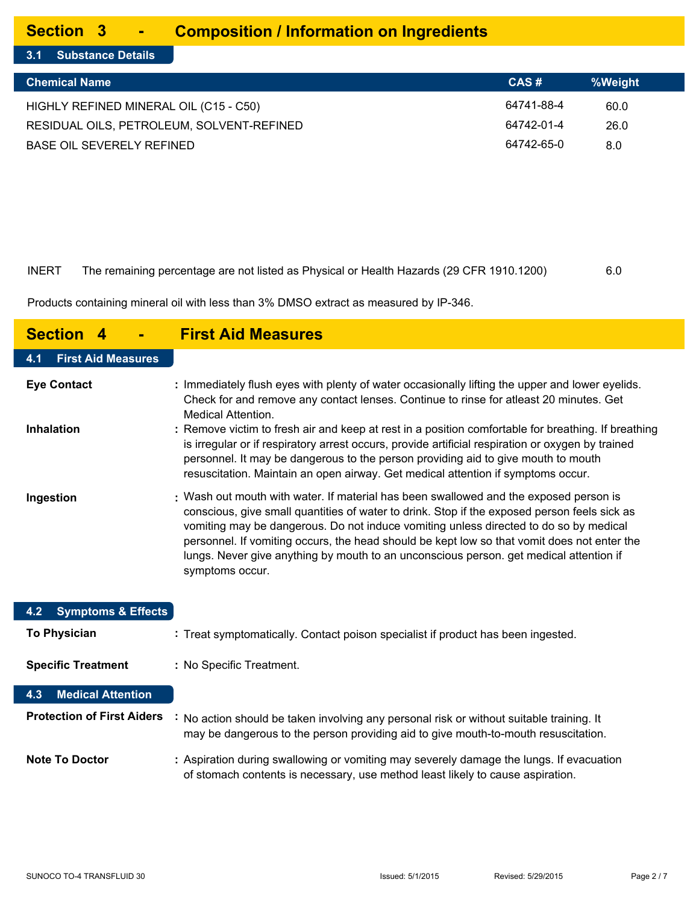## Section 3 - Composition / Information on Ingredients

### 3.1 Substance Details

| Chemical Name | CAS # | %Weight |
|---|---|---|
| HIGHLY REFINED MINERAL OIL (C15 - C50) | 64741-88-4 | 60.0 |
| RESIDUAL OILS, PETROLEUM, SOLVENT-REFINED | 64742-01-4 | 26.0 |
| BASE OIL SEVERELY REFINED | 64742-65-0 | 8.0 |
| INERT The remaining percentage are not listed as Physical or Health Hazards (29 CFR 1910.1200) | | 6.0 |

Products containing mineral oil with less than 3% DMSO extract as measured by IP-346.

## Section 4 - First Aid Measures

### 4.1 First Aid Measures

**Eye Contact** : Immediately flush eyes with plenty of water occasionally lifting the upper and lower eyelids. Check for and remove any contact lenses. Continue to rinse for atleast 20 minutes. Get Medical Attention.

**Inhalation** : Remove victim to fresh air and keep at rest in a position comfortable for breathing. If breathing is irregular or if respiratory arrest occurs, provide artificial respiration or oxygen by trained personnel. It may be dangerous to the person providing aid to give mouth to mouth resuscitation. Maintain an open airway. Get medical attention if symptoms occur.

**Ingestion** : Wash out mouth with water. If material has been swallowed and the exposed person is conscious, give small quantities of water to drink. Stop if the exposed person feels sick as vomiting may be dangerous. Do not induce vomiting unless directed to do so by medical personnel. If vomiting occurs, the head should be kept low so that vomit does not enter the lungs. Never give anything by mouth to an unconscious person. get medical attention if symptoms occur.

### 4.2 Symptoms & Effects

**To Physician** : Treat symptomatically. Contact poison specialist if product has been ingested.

**Specific Treatment** : No Specific Treatment.

### 4.3 Medical Attention

**Protection of First Aiders** : No action should be taken involving any personal risk or without suitable training. It may be dangerous to the person providing aid to give mouth-to-mouth resuscitation.

**Note To Doctor** : Aspiration during swallowing or vomiting may severely damage the lungs. If evacuation of stomach contents is necessary, use method least likely to cause aspiration.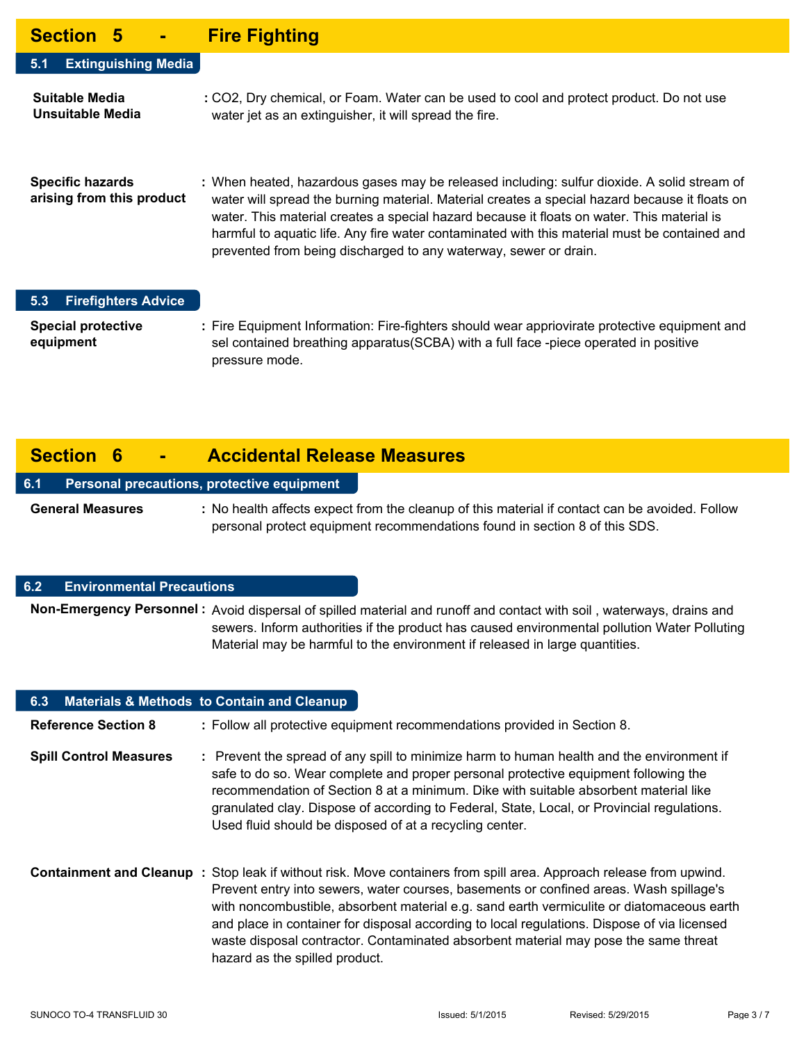# Section 5 - Fire Fighting

## 5.1 Extinguishing Media

**Suitable Media**
**Unsuitable Media**
: CO2, Dry chemical, or Foam. Water can be used to cool and protect product. Do not use water jet as an extinguisher, it will spread the fire.

**Specific hazards arising from this product** : When heated, hazardous gases may be released including: sulfur dioxide. A solid stream of water will spread the burning material. Material creates a special hazard because it floats on water. This material creates a special hazard because it floats on water. This material is harmful to aquatic life. Any fire water contaminated with this material must be contained and prevented from being discharged to any waterway, sewer or drain.

## 5.3 Firefighters Advice

**Special protective equipment** : Fire Equipment Information: Fire-fighters should wear appriovirate protective equipment and sel contained breathing apparatus(SCBA) with a full face -piece operated in positive pressure mode.

# Section 6 - Accidental Release Measures

## 6.1 Personal precautions, protective equipment

**General Measures** : No health affects expect from the cleanup of this material if contact can be avoided. Follow personal protect equipment recommendations found in section 8 of this SDS.

## 6.2 Environmental Precautions

**Non-Emergency Personnel** : Avoid dispersal of spilled material and runoff and contact with soil , waterways, drains and sewers. Inform authorities if the product has caused environmental pollution Water Polluting Material may be harmful to the environment if released in large quantities.

## 6.3 Materials & Methods to Contain and Cleanup

**Reference Section 8** : Follow all protective equipment recommendations provided in Section 8.

**Spill Control Measures** : Prevent the spread of any spill to minimize harm to human health and the environment if safe to do so. Wear complete and proper personal protective equipment following the recommendation of Section 8 at a minimum. Dike with suitable absorbent material like granulated clay. Dispose of according to Federal, State, Local, or Provincial regulations. Used fluid should be disposed of at a recycling center.

**Containment and Cleanup** : Stop leak if without risk. Move containers from spill area. Approach release from upwind. Prevent entry into sewers, water courses, basements or confined areas. Wash spillage's with noncombustible, absorbent material e.g. sand earth vermiculite or diatomaceous earth and place in container for disposal according to local regulations. Dispose of via licensed waste disposal contractor. Contaminated absorbent material may pose the same threat hazard as the spilled product.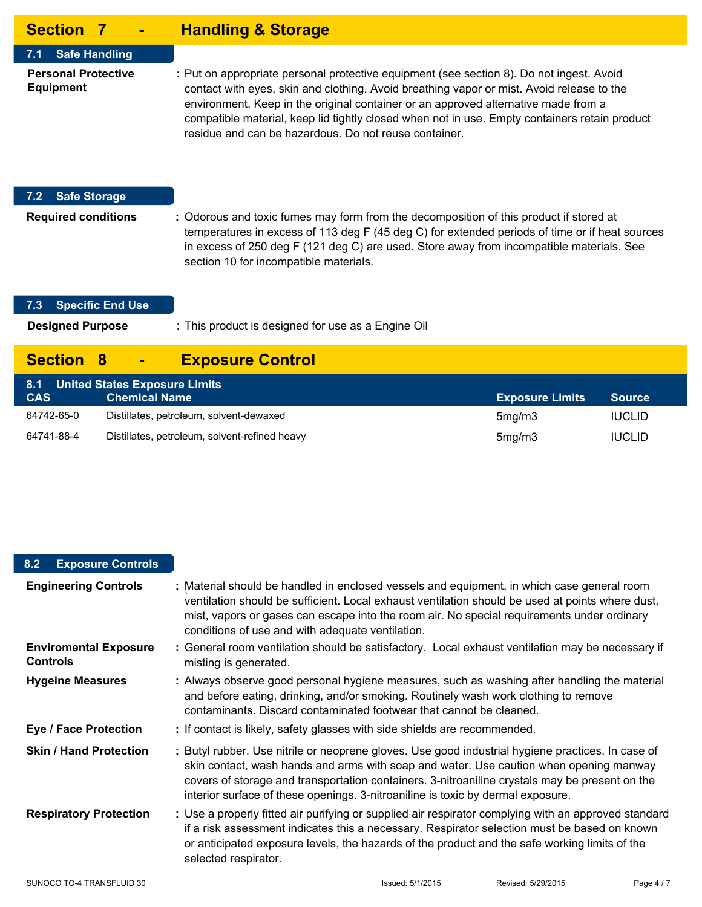## Section 7 - Handling & Storage

### 7.1 Safe Handling

**Personal Protective Equipment** : Put on appropriate personal protective equipment (see section 8). Do not ingest. Avoid contact with eyes, skin and clothing. Avoid breathing vapor or mist. Avoid release to the environment. Keep in the original container or an approved alternative made from a compatible material, keep lid tightly closed when not in use. Empty containers retain product residue and can be hazardous. Do not reuse container.

### 7.2 Safe Storage

**Required conditions** : Odorous and toxic fumes may form from the decomposition of this product if stored at temperatures in excess of 113 deg F (45 deg C) for extended periods of time or if heat sources in excess of 250 deg F (121 deg C) are used. Store away from incompatible materials. See section 10 for incompatible materials.

### 7.3 Specific End Use

**Designed Purpose** : This product is designed for use as a Engine Oil

## Section 8 - Exposure Control

### 8.1 United States Exposure Limits

| CAS | Chemical Name | Exposure Limits | Source |
|---|---|---|---|
| 64742-65-0 | Distillates, petroleum, solvent-dewaxed | 5mg/m3 | IUCLID |
| 64741-88-4 | Distillates, petroleum, solvent-refined heavy | 5mg/m3 | IUCLID |

### 8.2 Exposure Controls

**Engineering Controls** : Material should be handled in enclosed vessels and equipment, in which case general room ventilation should be sufficient. Local exhaust ventilation should be used at points where dust, mist, vapors or gases can escape into the room air. No special requirements under ordinary conditions of use and with adequate ventilation.

**Enviromental Exposure Controls** : General room ventilation should be satisfactory. Local exhaust ventilation may be necessary if misting is generated.

**Hygeine Measures** : Always observe good personal hygiene measures, such as washing after handling the material and before eating, drinking, and/or smoking. Routinely wash work clothing to remove contaminants. Discard contaminated footwear that cannot be cleaned.

**Eye / Face Protection** : If contact is likely, safety glasses with side shields are recommended.

**Skin / Hand Protection** : Butyl rubber. Use nitrile or neoprene gloves. Use good industrial hygiene practices. In case of skin contact, wash hands and arms with soap and water. Use caution when opening manway covers of storage and transportation containers. 3-nitroaniline crystals may be present on the interior surface of these openings. 3-nitroaniline is toxic by dermal exposure.

**Respiratory Protection** : Use a properly fitted air purifying or supplied air respirator complying with an approved standard if a risk assessment indicates this a necessary. Respirator selection must be based on known or anticipated exposure levels, the hazards of the product and the safe working limits of the selected respirator.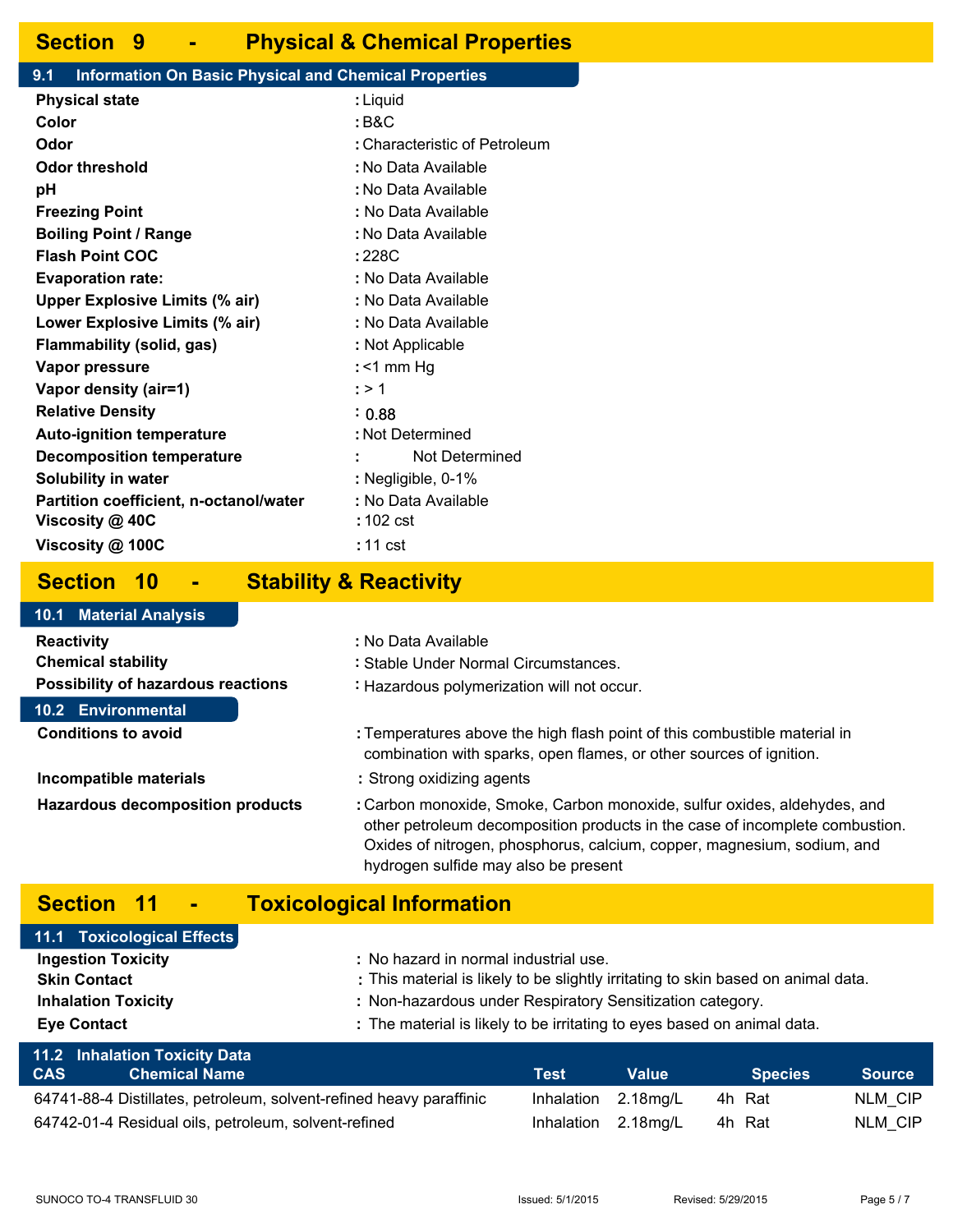## Section 9 - Physical & Chemical Properties

### 9.1 Information On Basic Physical and Chemical Properties

| | |
|---|---|
| **Physical state** | : Liquid |
| **Color** | : B&C |
| **Odor** | : Characteristic of Petroleum |
| **Odor threshold** | : No Data Available |
| **pH** | : No Data Available |
| **Freezing Point** | : No Data Available |
| **Boiling Point / Range** | : No Data Available |
| **Flash Point COC** | : 228C |
| **Evaporation rate:** | : No Data Available |
| **Upper Explosive Limits (% air)** | : No Data Available |
| **Lower Explosive Limits (% air)** | : No Data Available |
| **Flammability (solid, gas)** | : Not Applicable |
| **Vapor pressure** | : <1 mm Hg |
| **Vapor density (air=1)** | : > 1 |
| **Relative Density** | : 0.88 |
| **Auto-ignition temperature** | : Not Determined |
| **Decomposition temperature** | : Not Determined |
| **Solubility in water** | : Negligible, 0-1% |
| **Partition coefficient, n-octanol/water** | : No Data Available |
| **Viscosity @ 40C** | : 102 cst |
| **Viscosity @ 100C** | : 11 cst |

## Section 10 - Stability & Reactivity

### 10.1 Material Analysis

| | |
|---|---|
| **Reactivity** | : No Data Available |
| **Chemical stability** | : Stable Under Normal Circumstances. |
| **Possibility of hazardous reactions** | : Hazardous polymerization will not occur. |

### 10.2 Environmental

| | |
|---|---|
| **Conditions to avoid** | : Temperatures above the high flash point of this combustible material in combination with sparks, open flames, or other sources of ignition. |
| **Incompatible materials** | : Strong oxidizing agents |
| **Hazardous decomposition products** | : Carbon monoxide, Smoke, Carbon monoxide, sulfur oxides, aldehydes, and other petroleum decomposition products in the case of incomplete combustion. Oxides of nitrogen, phosphorus, calcium, copper, magnesium, sodium, and hydrogen sulfide may also be present |

## Section 11 - Toxicological Information

### 11.1 Toxicological Effects

| | |
|---|---|
| **Ingestion Toxicity** | : No hazard in normal industrial use. |
| **Skin Contact** | : This material is likely to be slightly irritating to skin based on animal data. |
| **Inhalation Toxicity** | : Non-hazardous under Respiratory Sensitization category. |
| **Eye Contact** | : The material is likely to be irritating to eyes based on animal data. |

### 11.2 Inhalation Toxicity Data

| CAS | Chemical Name | Test | Value | Species | Source |
|---|---|---|---|---|---|
| 64741-88-4 | Distillates, petroleum, solvent-refined heavy paraffinic | Inhalation | 2.18mg/L | 4h Rat | NLM_CIP |
| 64742-01-4 | Residual oils, petroleum, solvent-refined | Inhalation | 2.18mg/L | 4h Rat | NLM_CIP |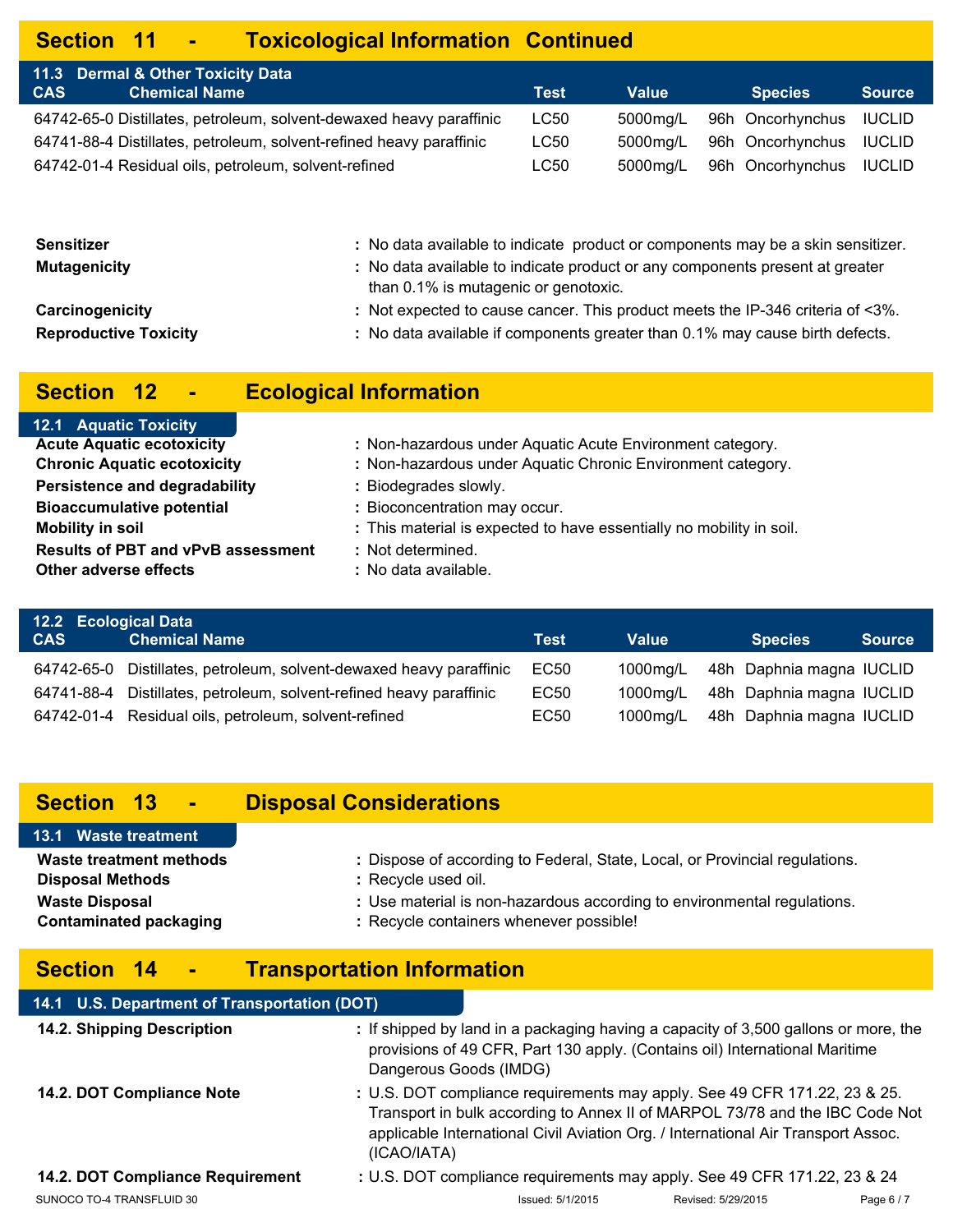## Section 11 - Toxicological Information Continued

### 11.3 Dermal & Other Toxicity Data

| CAS | Chemical Name | Test | Value | Species | Source |
|---|---|---|---|---|---|
| 64742-65-0 | Distillates, petroleum, solvent-dewaxed heavy paraffinic | LC50 | 5000mg/L | 96h Oncorhynchus | IUCLID |
| 64741-88-4 | Distillates, petroleum, solvent-refined heavy paraffinic | LC50 | 5000mg/L | 96h Oncorhynchus | IUCLID |
| 64742-01-4 | Residual oils, petroleum, solvent-refined | LC50 | 5000mg/L | 96h Oncorhynchus | IUCLID |

**Sensitizer** : No data available to indicate product or components may be a skin sensitizer.

**Mutagenicity** : No data available to indicate product or any components present at greater than 0.1% is mutagenic or genotoxic.

**Carcinogenicity** : Not expected to cause cancer. This product meets the IP-346 criteria of <3%.

**Reproductive Toxicity** : No data available if components greater than 0.1% may cause birth defects.

## Section 12 - Ecological Information

### 12.1 Aquatic Toxicity

**Acute Aquatic ecotoxicity** : Non-hazardous under Aquatic Acute Environment category.

**Chronic Aquatic ecotoxicity** : Non-hazardous under Aquatic Chronic Environment category.

**Persistence and degradability** : Biodegrades slowly.

**Bioaccumulative potential** : Bioconcentration may occur.

**Mobility in soil** : This material is expected to have essentially no mobility in soil.

**Results of PBT and vPvB assessment** : Not determined.

**Other adverse effects** : No data available.

### 12.2 Ecological Data

| CAS | Chemical Name | Test | Value | Species | Source |
|---|---|---|---|---|---|
| 64742-65-0 | Distillates, petroleum, solvent-dewaxed heavy paraffinic | EC50 | 1000mg/L | 48h Daphnia magna | IUCLID |
| 64741-88-4 | Distillates, petroleum, solvent-refined heavy paraffinic | EC50 | 1000mg/L | 48h Daphnia magna | IUCLID |
| 64742-01-4 | Residual oils, petroleum, solvent-refined | EC50 | 1000mg/L | 48h Daphnia magna | IUCLID |

## Section 13 - Disposal Considerations

### 13.1 Waste treatment

**Waste treatment methods** : Dispose of according to Federal, State, Local, or Provincial regulations.

**Disposal Methods** : Recycle used oil.

**Waste Disposal** : Use material is non-hazardous according to environmental regulations.

**Contaminated packaging** : Recycle containers whenever possible!

## Section 14 - Transportation Information

### 14.1 U.S. Department of Transportation (DOT)

**14.2. Shipping Description** : If shipped by land in a packaging having a capacity of 3,500 gallons or more, the provisions of 49 CFR, Part 130 apply. (Contains oil) International Maritime Dangerous Goods (IMDG)

**14.2. DOT Compliance Note** : U.S. DOT compliance requirements may apply. See 49 CFR 171.22, 23 & 25. Transport in bulk according to Annex II of MARPOL 73/78 and the IBC Code Not applicable International Civil Aviation Org. / International Air Transport Assoc. (ICAO/IATA)

**14.2. DOT Compliance Requirement** : U.S. DOT compliance requirements may apply. See 49 CFR 171.22, 23 & 24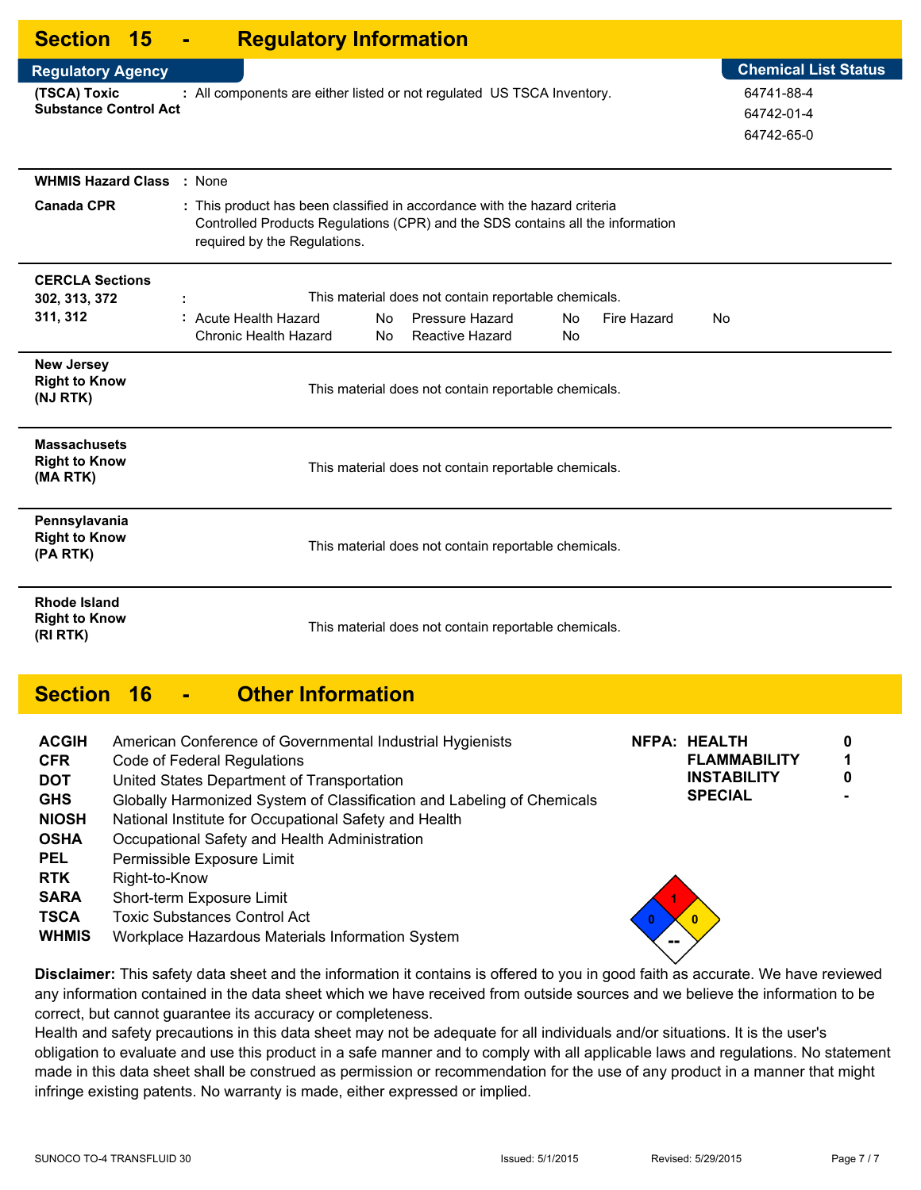## Section 15 - Regulatory Information

| Regulatory Agency | | Chemical List Status |
|---|---|---|
| (TSCA) Toxic Substance Control Act | : All components are either listed or not regulated US TSCA Inventory. | 64741-88-4<br>64742-01-4<br>64742-65-0 |

**WHMIS Hazard Class** : None

**Canada CPR** : This product has been classified in accordance with the hazard criteria Controlled Products Regulations (CPR) and the SDS contains all the information required by the Regulations.

**CERCLA Sections 302, 313, 372** : This material does not contain reportable chemicals.

**311, 312** :

| | | | | | |
|---|---|---|---|---|---|
| Acute Health Hazard | No | Pressure Hazard | No | Fire Hazard | No |
| Chronic Health Hazard | No | Reactive Hazard | No | | |

**New Jersey Right to Know (NJ RTK)** This material does not contain reportable chemicals.

**Massachusets Right to Know (MA RTK)** This material does not contain reportable chemicals.

**Pennsylavania Right to Know (PA RTK)** This material does not contain reportable chemicals.

**Rhode Island Right to Know (RI RTK)** This material does not contain reportable chemicals.

## Section 16 - Other Information

| | |
|---|---|
| **ACGIH** | American Conference of Governmental Industrial Hygienists |
| **CFR** | Code of Federal Regulations |
| **DOT** | United States Department of Transportation |
| **GHS** | Globally Harmonized System of Classification and Labeling of Chemicals |
| **NIOSH** | National Institute for Occupational Safety and Health |
| **OSHA** | Occupational Safety and Health Administration |
| **PEL** | Permissible Exposure Limit |
| **RTK** | Right-to-Know |
| **SARA** | Short-term Exposure Limit |
| **TSCA** | Toxic Substances Control Act |
| **WHMIS** | Workplace Hazardous Materials Information System |

**NFPA:**

| | |
|---|---|
| **HEALTH** | **0** |
| **FLAMMABILITY** | **1** |
| **INSTABILITY** | **0** |
| **SPECIAL** | **-** |

1
0 0
--

**Disclaimer:** This safety data sheet and the information it contains is offered to you in good faith as accurate. We have reviewed any information contained in the data sheet which we have received from outside sources and we believe the information to be correct, but cannot guarantee its accuracy or completeness.
Health and safety precautions in this data sheet may not be adequate for all individuals and/or situations. It is the user's obligation to evaluate and use this product in a safe manner and to comply with all applicable laws and regulations. No statement made in this data sheet shall be construed as permission or recommendation for the use of any product in a manner that might infringe existing patents. No warranty is made, either expressed or implied.

SUNOCO TO-4 TRANSFLUID 30 Issued: 5/1/2015 Revised: 5/29/2015